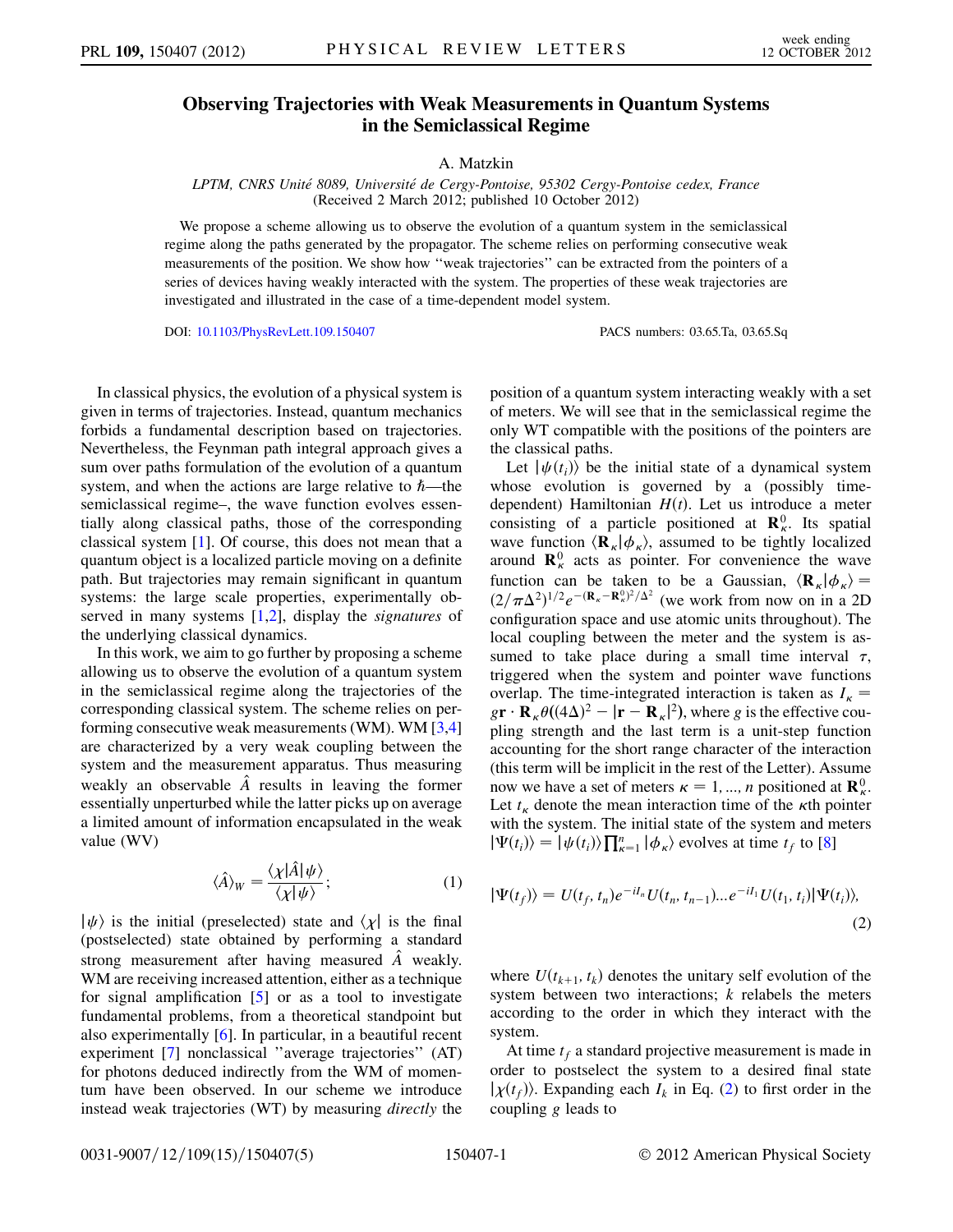# Observing Trajectories with Weak Measurements in Quantum Systems in the Semiclassical Regime

A. Matzkin

*LPTM, CNRS Unité 8089, Université de Cergy-Pontoise, 95302 Cergy-Pontoise cedex, France*
(Received 2 March 2012; published 10 October 2012)

We propose a scheme allowing us to observe the evolution of a quantum system in the semiclassical regime along the paths generated by the propagator. The scheme relies on performing consecutive weak measurements of the position. We show how "weak trajectories" can be extracted from the pointers of a series of devices having weakly interacted with the system. The properties of these weak trajectories are investigated and illustrated in the case of a time-dependent model system.

DOI: 10.1103/PhysRevLett.109.150407 PACS numbers: 03.65.Ta, 03.65.Sq

In classical physics, the evolution of a physical system is given in terms of trajectories. Instead, quantum mechanics forbids a fundamental description based on trajectories. Nevertheless, the Feynman path integral approach gives a sum over paths formulation of the evolution of a quantum system, and when the actions are large relative to $\hbar$—the semiclassical regime–, the wave function evolves essentially along classical paths, those of the corresponding classical system [1]. Of course, this does not mean that a quantum object is a localized particle moving on a definite path. But trajectories may remain significant in quantum systems: the large scale properties, experimentally observed in many systems [1,2], display the *signatures* of the underlying classical dynamics.

In this work, we aim to go further by proposing a scheme allowing us to observe the evolution of a quantum system in the semiclassical regime along the trajectories of the corresponding classical system. The scheme relies on performing consecutive weak measurements (WM). WM [3,4] are characterized by a very weak coupling between the system and the measurement apparatus. Thus measuring weakly an observable $\hat{A}$ results in leaving the former essentially unperturbed while the latter picks up on average a limited amount of information encapsulated in the weak value (WV)

$$\langle \hat{A} \rangle_W = \frac{\langle \chi | \hat{A} | \psi \rangle}{\langle \chi | \psi \rangle}; \tag{1}$$

$|\psi\rangle$ is the initial (preselected) state and $\langle \chi |$ is the final (postselected) state obtained by performing a standard strong measurement after having measured $\hat{A}$ weakly. WM are receiving increased attention, either as a technique for signal amplification [5] or as a tool to investigate fundamental problems, from a theoretical standpoint but also experimentally [6]. In particular, in a beautiful recent experiment [7] nonclassical "average trajectories" (AT) for photons deduced indirectly from the WM of momentum have been observed. In our scheme we introduce instead weak trajectories (WT) by measuring *directly* the position of a quantum system interacting weakly with a set of meters. We will see that in the semiclassical regime the only WT compatible with the positions of the pointers are the classical paths.

Let $|\psi(t_i)\rangle$ be the initial state of a dynamical system whose evolution is governed by a (possibly time-dependent) Hamiltonian $H(t)$. Let us introduce a meter consisting of a particle positioned at $\mathbf{R}_\kappa^0$. Its spatial wave function $\langle \mathbf{R}_\kappa | \phi_\kappa \rangle$, assumed to be tightly localized around $\mathbf{R}_\kappa^0$ acts as pointer. For convenience the wave function can be taken to be a Gaussian, $\langle \mathbf{R}_\kappa | \phi_\kappa \rangle = (2/\pi\Delta^2)^{1/2} e^{-(\mathbf{R}_\kappa - \mathbf{R}_\kappa^0)^2/\Delta^2}$ (we work from now on in a 2D configuration space and use atomic units throughout). The local coupling between the meter and the system is assumed to take place during a small time interval $\tau$, triggered when the system and pointer wave functions overlap. The time-integrated interaction is taken as $I_\kappa = g\mathbf{r} \cdot \mathbf{R}_\kappa \theta((4\Delta)^2 - |\mathbf{r} - \mathbf{R}_\kappa|^2)$, where $g$ is the effective coupling strength and the last term is a unit-step function accounting for the short range character of the interaction (this term will be implicit in the rest of the Letter). Assume now we have a set of meters $\kappa = 1, \ldots, n$ positioned at $\mathbf{R}_\kappa^0$. Let $t_\kappa$ denote the mean interaction time of the $\kappa$th pointer with the system. The initial state of the system and meters $|\Psi(t_i)\rangle = |\psi(t_i)\rangle \prod_{\kappa=1}^{n} |\phi_\kappa\rangle$ evolves at time $t_f$ to [8]

$$|\Psi(t_f)\rangle = U(t_f, t_n) e^{-iI_n} U(t_n, t_{n-1}) \ldots e^{-iI_1} U(t_1, t_i) |\Psi(t_i)\rangle, \tag{2}$$

where $U(t_{k+1}, t_k)$ denotes the unitary self evolution of the system between two interactions; $k$ relabels the meters according to the order in which they interact with the system.

At time $t_f$ a standard projective measurement is made in order to postselect the system to a desired final state $|\chi(t_f)\rangle$. Expanding each $I_k$ in Eq. (2) to first order in the coupling $g$ leads to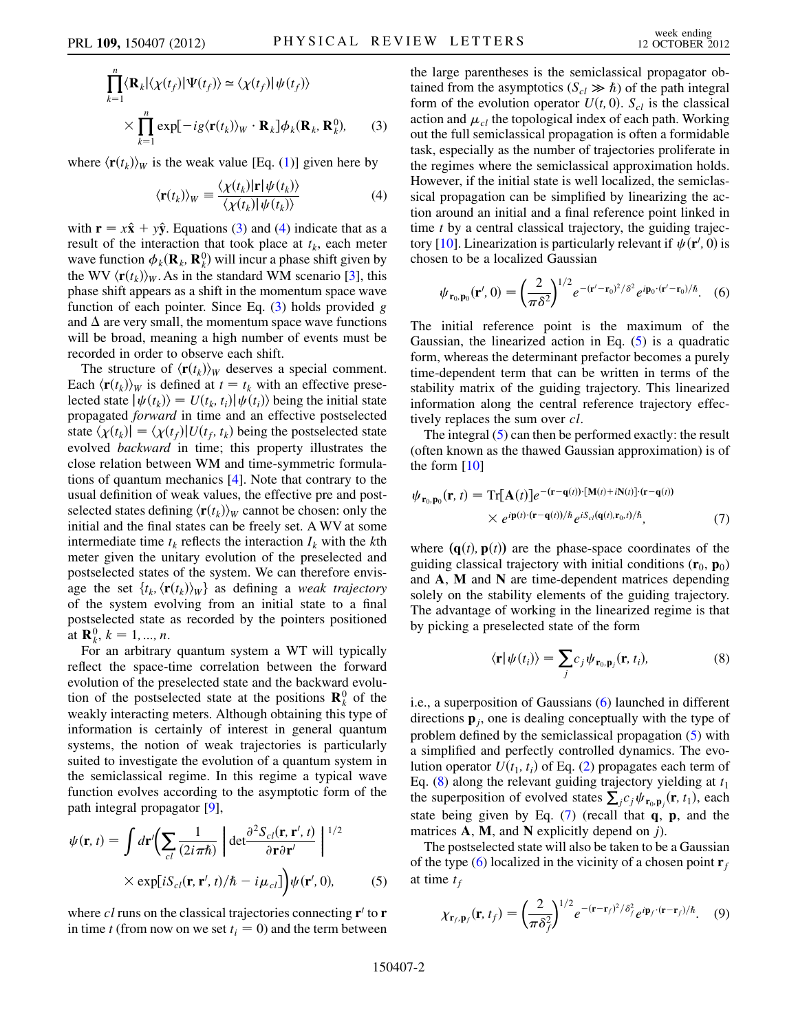$$\prod_{k=1}^{n}\langle \mathbf{R}_k|\langle\chi(t_f)|\Psi(t_f)\rangle \simeq \langle\chi(t_f)|\psi(t_f)\rangle \times \prod_{k=1}^{n}\exp[-ig\langle\mathbf{r}(t_k)\rangle_W\cdot\mathbf{R}_k]\phi_k(\mathbf{R}_k,\mathbf{R}_k^0), \quad (3)$$

where $\langle\mathbf{r}(t_k)\rangle_W$ is the weak value [Eq. (1)] given here by

$$\langle\mathbf{r}(t_k)\rangle_W \equiv \frac{\langle\chi(t_k)|\mathbf{r}|\psi(t_k)\rangle}{\langle\chi(t_k)|\psi(t_k)\rangle} \quad (4)$$

with $\mathbf{r} = x\hat{\mathbf{x}} + y\hat{\mathbf{y}}$. Equations (3) and (4) indicate that as a result of the interaction that took place at $t_k$, each meter wave function $\phi_k(\mathbf{R}_k, \mathbf{R}_k^0)$ will incur a phase shift given by the WV $\langle\mathbf{r}(t_k)\rangle_W$. As in the standard WM scenario [3], this phase shift appears as a shift in the momentum space wave function of each pointer. Since Eq. (3) holds provided $g$ and $\Delta$ are very small, the momentum space wave functions will be broad, meaning a high number of events must be recorded in order to observe each shift.

The structure of $\langle\mathbf{r}(t_k)\rangle_W$ deserves a special comment. Each $\langle\mathbf{r}(t_k)\rangle_W$ is defined at $t = t_k$ with an effective preselected state $|\psi(t_k)\rangle = U(t_k, t_i)|\psi(t_i)\rangle$ being the initial state propagated *forward* in time and an effective postselected state $\langle\chi(t_k)| = \langle\chi(t_f)|U(t_f, t_k)$ being the postselected state evolved *backward* in time; this property illustrates the close relation between WM and time-symmetric formulations of quantum mechanics [4]. Note that contrary to the usual definition of weak values, the effective pre and postselected states defining $\langle\mathbf{r}(t_k)\rangle_W$ cannot be chosen: only the initial and the final states can be freely set. A WV at some intermediate time $t_k$ reflects the interaction $I_k$ with the $k$th meter given the unitary evolution of the preselected and postselected states of the system. We can therefore envisage the set $\{t_k, \langle\mathbf{r}(t_k)\rangle_W\}$ as defining a *weak trajectory* of the system evolving from an initial state to a final postselected state as recorded by the pointers positioned at $\mathbf{R}_k^0$, $k = 1, \ldots, n$.

For an arbitrary quantum system a WT will typically reflect the space-time correlation between the forward evolution of the preselected state and the backward evolution of the postselected state at the positions $\mathbf{R}_k^0$ of the weakly interacting meters. Although obtaining this type of information is certainly of interest in general quantum systems, the notion of weak trajectories is particularly suited to investigate the evolution of a quantum system in the semiclassical regime. In this regime a typical wave function evolves according to the asymptotic form of the path integral propagator [9],

$$\psi(\mathbf{r}, t) = \int d\mathbf{r}'\left(\sum_{cl}\frac{1}{(2i\pi\hbar)}\left|\det\frac{\partial^2 S_{cl}(\mathbf{r},\mathbf{r}',t)}{\partial\mathbf{r}\partial\mathbf{r}'}\right|^{1/2} \times \exp[iS_{cl}(\mathbf{r},\mathbf{r}',t)/\hbar - i\mu_{cl}]\right)\psi(\mathbf{r}', 0), \quad (5)$$

where $cl$ runs on the classical trajectories connecting $\mathbf{r}'$ to $\mathbf{r}$ in time $t$ (from now on we set $t_i = 0$) and the term between the large parentheses is the semiclassical propagator obtained from the asymptotics ($S_{cl} \gg \hbar$) of the path integral form of the evolution operator $U(t, 0)$. $S_{cl}$ is the classical action and $\mu_{cl}$ the topological index of each path. Working out the full semiclassical propagation is often a formidable task, especially as the number of trajectories proliferate in the regimes where the semiclassical approximation holds. However, if the initial state is well localized, the semiclassical propagation can be simplified by linearizing the action around an initial and a final reference point linked in time $t$ by a central classical trajectory, the guiding trajectory [10]. Linearization is particularly relevant if $\psi(\mathbf{r}', 0)$ is chosen to be a localized Gaussian

$$\psi_{\mathbf{r}_0,\mathbf{p}_0}(\mathbf{r}', 0) = \left(\frac{2}{\pi\delta^2}\right)^{1/2} e^{-(\mathbf{r}'-\mathbf{r}_0)^2/\delta^2} e^{i\mathbf{p}_0\cdot(\mathbf{r}'-\mathbf{r}_0)/\hbar}. \quad (6)$$

The initial reference point is the maximum of the Gaussian, the linearized action in Eq. (5) is a quadratic form, whereas the determinant prefactor becomes a purely time-dependent term that can be written in terms of the stability matrix of the guiding trajectory. This linearized information along the central reference trajectory effectively replaces the sum over $cl$.

The integral (5) can then be performed exactly: the result (often known as the thawed Gaussian approximation) is of the form [10]

$$\psi_{\mathbf{r}_0,\mathbf{p}_0}(\mathbf{r}, t) = \mathrm{Tr}[\mathbf{A}(t)]e^{-(\mathbf{r}-\mathbf{q}(t))\cdot[\mathbf{M}(t)+i\mathbf{N}(t)]\cdot(\mathbf{r}-\mathbf{q}(t))} \times e^{i\mathbf{p}(t)\cdot(\mathbf{r}-\mathbf{q}(t))/\hbar} e^{iS_{cl}(\mathbf{q}(t),\mathbf{r}_0,t)/\hbar}, \quad (7)$$

where $(\mathbf{q}(t), \mathbf{p}(t))$ are the phase-space coordinates of the guiding classical trajectory with initial conditions $(\mathbf{r}_0, \mathbf{p}_0)$ and $\mathbf{A}$, $\mathbf{M}$ and $\mathbf{N}$ are time-dependent matrices depending solely on the stability elements of the guiding trajectory. The advantage of working in the linearized regime is that by picking a preselected state of the form

$$\langle\mathbf{r}|\psi(t_i)\rangle = \sum_j c_j \psi_{\mathbf{r}_0,\mathbf{p}_j}(\mathbf{r}, t_i), \quad (8)$$

i.e., a superposition of Gaussians (6) launched in different directions $\mathbf{p}_j$, one is dealing conceptually with the type of problem defined by the semiclassical propagation (5) with a simplified and perfectly controlled dynamics. The evolution operator $U(t_1, t_i)$ of Eq. (2) propagates each term of Eq. (8) along the relevant guiding trajectory yielding at $t_1$ the superposition of evolved states $\sum_j c_j \psi_{\mathbf{r}_0,\mathbf{p}_j}(\mathbf{r}, t_1)$, each state being given by Eq. (7) (recall that $\mathbf{q}$, $\mathbf{p}$, and the matrices $\mathbf{A}$, $\mathbf{M}$, and $\mathbf{N}$ explicitly depend on $j$).

The postselected state will also be taken to be a Gaussian of the type (6) localized in the vicinity of a chosen point $\mathbf{r}_f$ at time $t_f$

$$\chi_{\mathbf{r}_f,\mathbf{p}_f}(\mathbf{r}, t_f) = \left(\frac{2}{\pi\delta_f^2}\right)^{1/2} e^{-(\mathbf{r}-\mathbf{r}_f)^2/\delta_f^2} e^{i\mathbf{p}_f\cdot(\mathbf{r}-\mathbf{r}_f)/\hbar}. \quad (9)$$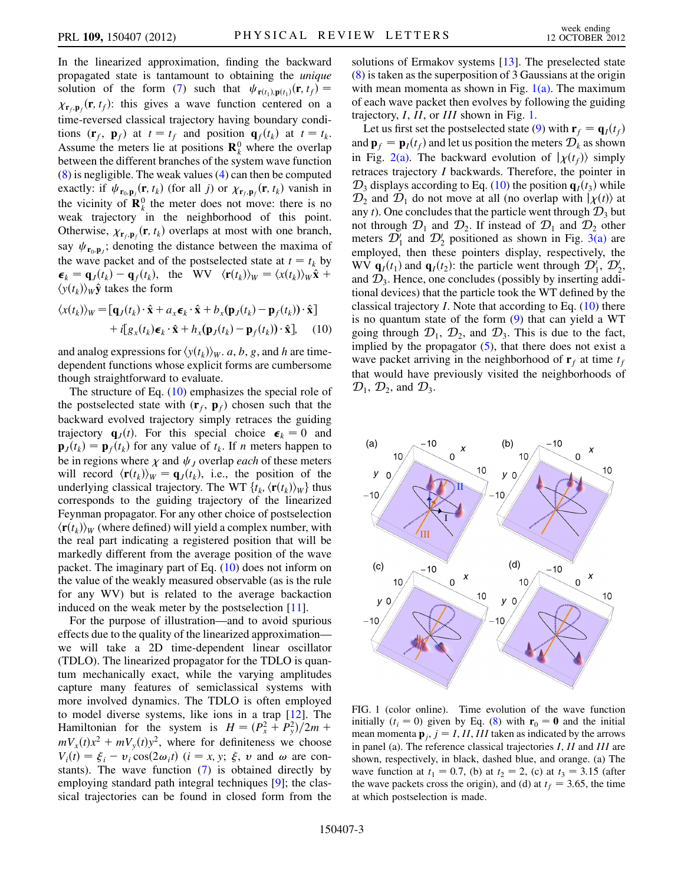In the linearized approximation, finding the backward propagated state is tantamount to obtaining the *unique* solution of the form (7) such that $\psi_{\mathbf{r}(t_1),\mathbf{p}(t_1)}(\mathbf{r}, t_f) = \chi_{\mathbf{r}_f,\mathbf{p}_f}(\mathbf{r}, t_f)$: this gives a wave function centered on a time-reversed classical trajectory having boundary conditions $(\mathbf{r}_f, \mathbf{p}_f)$ at $t = t_f$ and position $\mathbf{q}_f(t_k)$ at $t = t_k$. Assume the meters lie at positions $\mathbf{R}_k^0$ where the overlap between the different branches of the system wave function (8) is negligible. The weak values (4) can then be computed exactly: if $\psi_{\mathbf{r}_0,\mathbf{p}_j}(\mathbf{r}, t_k)$ (for all $j$) or $\chi_{\mathbf{r}_f,\mathbf{p}_f}(\mathbf{r}, t_k)$ vanish in the vicinity of $\mathbf{R}_k^0$ the meter does not move: there is no weak trajectory in the neighborhood of this point. Otherwise, $\chi_{\mathbf{r}_f,\mathbf{p}_f}(\mathbf{r}, t_k)$ overlaps at most with one branch, say $\psi_{\mathbf{r}_0,\mathbf{p}_J}$; denoting the distance between the maxima of the wave packet and of the postselected state at $t = t_k$ by $\boldsymbol{\epsilon}_k = \mathbf{q}_J(t_k) - \mathbf{q}_f(t_k)$, the WV $\langle \mathbf{r}(t_k)\rangle_W = \langle x(t_k)\rangle_W \hat{\mathbf{x}} + \langle y(t_k)\rangle_W \hat{\mathbf{y}}$ takes the form

$$\langle x(t_k)\rangle_W = [\mathbf{q}_J(t_k)\cdot\hat{\mathbf{x}} + a_x \boldsymbol{\epsilon}_k \cdot \hat{\mathbf{x}} + b_x(\mathbf{p}_J(t_k) - \mathbf{p}_f(t_k))\cdot\hat{\mathbf{x}}] + i[g_x(t_k)\boldsymbol{\epsilon}_k\cdot\hat{\mathbf{x}} + h_x(\mathbf{p}_J(t_k) - \mathbf{p}_f(t_k))\cdot\hat{\mathbf{x}}], \quad (10)$$

and analog expressions for $\langle y(t_k)\rangle_W$. $a$, $b$, $g$, and $h$ are time-dependent functions whose explicit forms are cumbersome though straightforward to evaluate.

The structure of Eq. (10) emphasizes the special role of the postselected state with $(\mathbf{r}_f, \mathbf{p}_f)$ chosen such that the backward evolved trajectory simply retraces the guiding trajectory $\mathbf{q}_J(t)$. For this special choice $\boldsymbol{\epsilon}_k = 0$ and $\mathbf{p}_J(t_k) = \mathbf{p}_f(t_k)$ for any value of $t_k$. If $n$ meters happen to be in regions where $\chi$ and $\psi_J$ overlap *each* of these meters will record $\langle \mathbf{r}(t_k)\rangle_W = \mathbf{q}_J(t_k)$, i.e., the position of the underlying classical trajectory. The WT $\{t_k, \langle \mathbf{r}(t_k)\rangle_W\}$ thus corresponds to the guiding trajectory of the linearized Feynman propagator. For any other choice of postselection $\langle \mathbf{r}(t_k)\rangle_W$ (where defined) will yield a complex number, with the real part indicating a registered position that will be markedly different from the average position of the wave packet. The imaginary part of Eq. (10) does not inform on the value of the weakly measured observable (as is the rule for any WV) but is related to the average backaction induced on the weak meter by the postselection [11].

For the purpose of illustration—and to avoid spurious effects due to the quality of the linearized approximation—we will take a 2D time-dependent linear oscillator (TDLO). The linearized propagator for the TDLO is quantum mechanically exact, while the varying amplitudes capture many features of semiclassical systems with more involved dynamics. The TDLO is often employed to model diverse systems, like ions in a trap [12]. The Hamiltonian for the system is $H = (P_x^2 + P_y^2)/2m + mV_x(t)x^2 + mV_y(t)y^2$, where for definiteness we choose $V_i(t) = \xi_i - v_i \cos(2\omega_i t)$ ($i = x, y$; $\xi$, $v$ and $\omega$ are constants). The wave function (7) is obtained directly by employing standard path integral techniques [9]; the classical trajectories can be found in closed form from the solutions of Ermakov systems [13]. The preselected state (8) is taken as the superposition of 3 Gaussians at the origin with mean momenta as shown in Fig. 1(a). The maximum of each wave packet then evolves by following the guiding trajectory, *I*, *II*, or *III* shown in Fig. 1.

Let us first set the postselected state (9) with $\mathbf{r}_f = \mathbf{q}_I(t_f)$ and $\mathbf{p}_f = \mathbf{p}_I(t_f)$ and let us position the meters $\mathcal{D}_k$ as shown in Fig. 2(a). The backward evolution of $|\chi(t_f)\rangle$ simply retraces trajectory *I* backwards. Therefore, the pointer in $\mathcal{D}_3$ displays according to Eq. (10) the position $\mathbf{q}_I(t_3)$ while $\mathcal{D}_2$ and $\mathcal{D}_1$ do not move at all (no overlap with $|\chi(t)\rangle$ at any $t$). One concludes that the particle went through $\mathcal{D}_3$ but not through $\mathcal{D}_1$ and $\mathcal{D}_2$. If instead of $\mathcal{D}_1$ and $\mathcal{D}_2$ other meters $\mathcal{D}_1'$ and $\mathcal{D}_2'$ positioned as shown in Fig. 3(a) are employed, then these pointers display, respectively, the WV $\mathbf{q}_I(t_1)$ and $\mathbf{q}_I(t_2)$: the particle went through $\mathcal{D}_1'$, $\mathcal{D}_2'$, and $\mathcal{D}_3$. Hence, one concludes (possibly by inserting additional devices) that the particle took the WT defined by the classical trajectory *I*. Note that according to Eq. (10) there is no quantum state of the form (9) that can yield a WT going through $\mathcal{D}_1$, $\mathcal{D}_2$, and $\mathcal{D}_3$. This is due to the fact, implied by the propagator (5), that there does not exist a wave packet arriving in the neighborhood of $\mathbf{r}_f$ at time $t_f$ that would have previously visited the neighborhoods of $\mathcal{D}_1$, $\mathcal{D}_2$, and $\mathcal{D}_3$.

FIG. 1 (color online). Time evolution of the wave function initially ($t_i = 0$) given by Eq. (8) with $\mathbf{r}_0 = \mathbf{0}$ and the initial mean momenta $\mathbf{p}_j$, $j = I, II, III$ taken as indicated by the arrows in panel (a). The reference classical trajectories *I*, *II* and *III* are shown, respectively, in black, dashed blue, and orange. (a) The wave function at $t_1 = 0.7$, (b) at $t_2 = 2$, (c) at $t_3 = 3.15$ (after the wave packets cross the origin), and (d) at $t_f = 3.65$, the time at which postselection is made.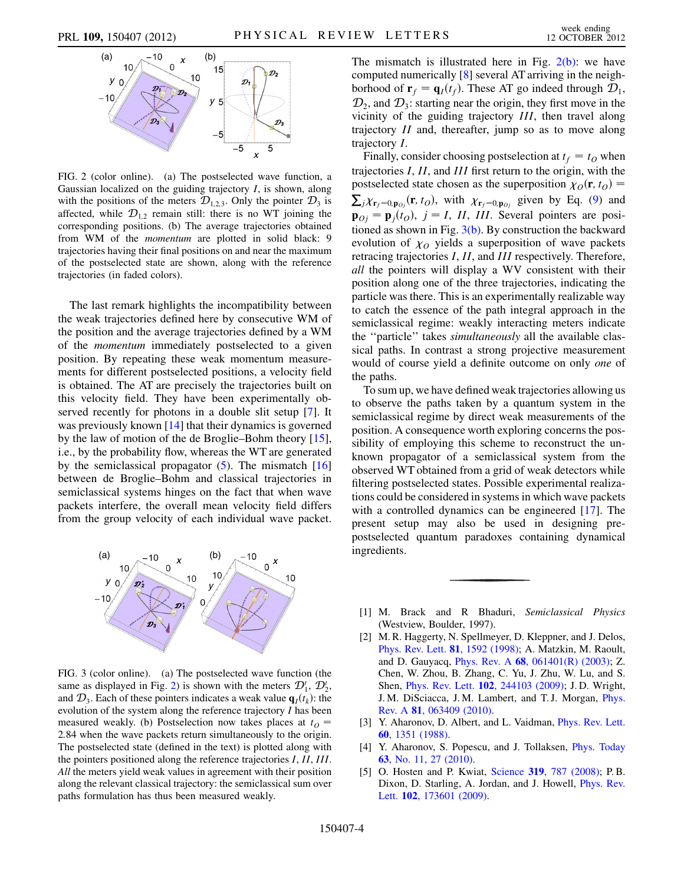FIG. 2 (color online). (a) The postselected wave function, a Gaussian localized on the guiding trajectory $I$, is shown, along with the positions of the meters $\mathcal{D}_{1,2,3}$. Only the pointer $\mathcal{D}_3$ is affected, while $\mathcal{D}_{1,2}$ remain still: there is no WT joining the corresponding positions. (b) The average trajectories obtained from WM of the *momentum* are plotted in solid black: 9 trajectories having their final positions on and near the maximum of the postselected state are shown, along with the reference trajectories (in faded colors).

The last remark highlights the incompatibility between the weak trajectories defined here by consecutive WM of the position and the average trajectories defined by a WM of the *momentum* immediately postselected to a given position. By repeating these weak momentum measurements for different postselected positions, a velocity field is obtained. The AT are precisely the trajectories built on this velocity field. They have been experimentally observed recently for photons in a double slit setup [7]. It was previously known [14] that their dynamics is governed by the law of motion of the de Broglie–Bohm theory [15], i.e., by the probability flow, whereas the WT are generated by the semiclassical propagator (5). The mismatch [16] between de Broglie–Bohm and classical trajectories in semiclassical systems hinges on the fact that when wave packets interfere, the overall mean velocity field differs from the group velocity of each individual wave packet.

FIG. 3 (color online). (a) The postselected wave function (the same as displayed in Fig. 2) is shown with the meters $\mathcal{D}'_1$, $\mathcal{D}'_2$, and $\mathcal{D}_3$. Each of these pointers indicates a weak value $\mathbf{q}_I(t_k)$: the evolution of the system along the reference trajectory $I$ has been measured weakly. (b) Postselection now takes places at $t_O = 2.84$ when the wave packets return simultaneously to the origin. The postselected state (defined in the text) is plotted along with the pointers positioned along the reference trajectories $I$, $II$, $III$. *All* the meters yield weak values in agreement with their position along the relevant classical trajectory: the semiclassical sum over paths formulation has thus been measured weakly.

The mismatch is illustrated here in Fig. 2(b): we have computed numerically [8] several AT arriving in the neighborhood of $\mathbf{r}_f = \mathbf{q}_I(t_f)$. These AT go indeed through $\mathcal{D}_1$, $\mathcal{D}_2$, and $\mathcal{D}_3$: starting near the origin, they first move in the vicinity of the guiding trajectory $III$, then travel along trajectory $II$ and, thereafter, jump so as to move along trajectory $I$.

Finally, consider choosing postselection at $t_f = t_O$ when trajectories $I$, $II$, and $III$ first return to the origin, with the postselected state chosen as the superposition $\chi_O(\mathbf{r}, t_O) = \sum_j \chi_{\mathbf{r}_f=0,\mathbf{p}_{Oj}}(\mathbf{r}, t_O)$, with $\chi_{\mathbf{r}_f=0,\mathbf{p}_{Oj}}$ given by Eq. (9) and $\mathbf{p}_{Oj} = \mathbf{p}_j(t_O)$, $j = I$, $II$, $III$. Several pointers are positioned as shown in Fig. 3(b). By construction the backward evolution of $\chi_O$ yields a superposition of wave packets retracing trajectories $I$, $II$, and $III$ respectively. Therefore, *all* the pointers will display a WV consistent with their position along one of the three trajectories, indicating the particle was there. This is an experimentally realizable way to catch the essence of the path integral approach in the semiclassical regime: weakly interacting meters indicate the "particle" takes *simultaneously* all the available classical paths. In contrast a strong projective measurement would of course yield a definite outcome on only *one* of the paths.

To sum up, we have defined weak trajectories allowing us to observe the paths taken by a quantum system in the semiclassical regime by direct weak measurements of the position. A consequence worth exploring concerns the possibility of employing this scheme to reconstruct the unknown propagator of a semiclassical system from the observed WT obtained from a grid of weak detectors while filtering postselected states. Possible experimental realizations could be considered in systems in which wave packets with a controlled dynamics can be engineered [17]. The present setup may also be used in designing pre-postselected quantum paradoxes containing dynamical ingredients.

---

[1] M. Brack and R Bhaduri, *Semiclassical Physics* (Westview, Boulder, 1997).

[2] M. R. Haggerty, N. Spellmeyer, D. Kleppner, and J. Delos, Phys. Rev. Lett. **81**, 1592 (1998); A. Matzkin, M. Raoult, and D. Gauyacq, Phys. Rev. A **68**, 061401(R) (2003); Z. Chen, W. Zhou, B. Zhang, C. Yu, J. Zhu, W. Lu, and S. Shen, Phys. Rev. Lett. **102**, 244103 (2009); J. D. Wright, J. M. DiSciacca, J. M. Lambert, and T. J. Morgan, Phys. Rev. A **81**, 063409 (2010).

[3] Y. Aharonov, D. Albert, and L. Vaidman, Phys. Rev. Lett. **60**, 1351 (1988).

[4] Y. Aharonov, S. Popescu, and J. Tollaksen, Phys. Today **63**, No. 11, 27 (2010).

[5] O. Hosten and P. Kwiat, Science **319**, 787 (2008); P. B. Dixon, D. Starling, A. Jordan, and J. Howell, Phys. Rev. Lett. **102**, 173601 (2009).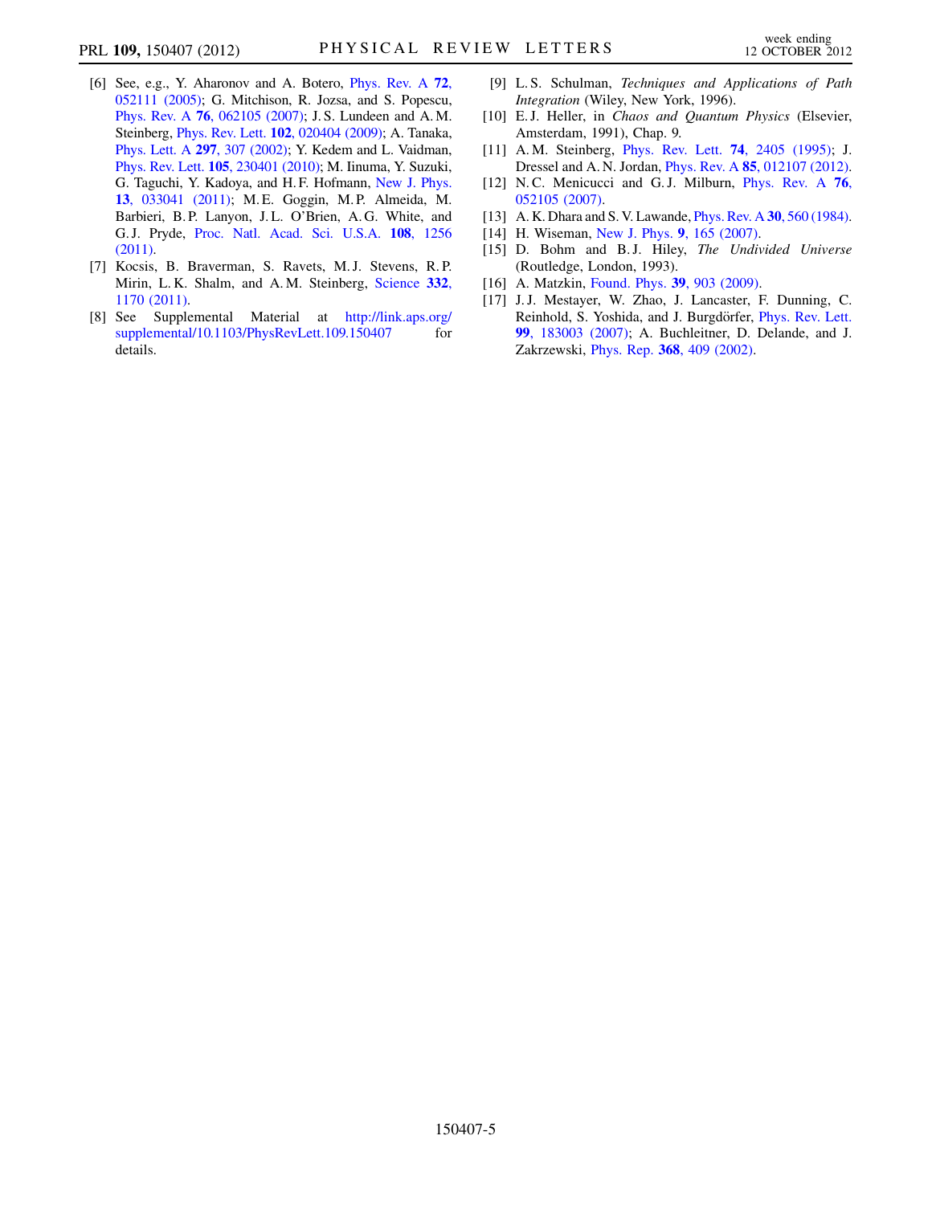[6] See, e.g., Y. Aharonov and A. Botero, Phys. Rev. A **72**, 052111 (2005); G. Mitchison, R. Jozsa, and S. Popescu, Phys. Rev. A **76**, 062105 (2007); J. S. Lundeen and A. M. Steinberg, Phys. Rev. Lett. **102**, 020404 (2009); A. Tanaka, Phys. Lett. A **297**, 307 (2002); Y. Kedem and L. Vaidman, Phys. Rev. Lett. **105**, 230401 (2010); M. Iinuma, Y. Suzuki, G. Taguchi, Y. Kadoya, and H. F. Hofmann, New J. Phys. **13**, 033041 (2011); M. E. Goggin, M. P. Almeida, M. Barbieri, B. P. Lanyon, J. L. O'Brien, A. G. White, and G. J. Pryde, Proc. Natl. Acad. Sci. U.S.A. **108**, 1256 (2011).

[7] Kocsis, B. Braverman, S. Ravets, M. J. Stevens, R. P. Mirin, L. K. Shalm, and A. M. Steinberg, Science **332**, 1170 (2011).

[8] See Supplemental Material at http://link.aps.org/supplemental/10.1103/PhysRevLett.109.150407 for details.

[9] L. S. Schulman, *Techniques and Applications of Path Integration* (Wiley, New York, 1996).

[10] E. J. Heller, in *Chaos and Quantum Physics* (Elsevier, Amsterdam, 1991), Chap. 9.

[11] A. M. Steinberg, Phys. Rev. Lett. **74**, 2405 (1995); J. Dressel and A. N. Jordan, Phys. Rev. A **85**, 012107 (2012).

[12] N. C. Menicucci and G. J. Milburn, Phys. Rev. A **76**, 052105 (2007).

[13] A. K. Dhara and S. V. Lawande, Phys. Rev. A **30**, 560 (1984).

[14] H. Wiseman, New J. Phys. **9**, 165 (2007).

[15] D. Bohm and B. J. Hiley, *The Undivided Universe* (Routledge, London, 1993).

[16] A. Matzkin, Found. Phys. **39**, 903 (2009).

[17] J. J. Mestayer, W. Zhao, J. Lancaster, F. Dunning, C. Reinhold, S. Yoshida, and J. Burgdörfer, Phys. Rev. Lett. **99**, 183003 (2007); A. Buchleitner, D. Delande, and J. Zakrzewski, Phys. Rep. **368**, 409 (2002).